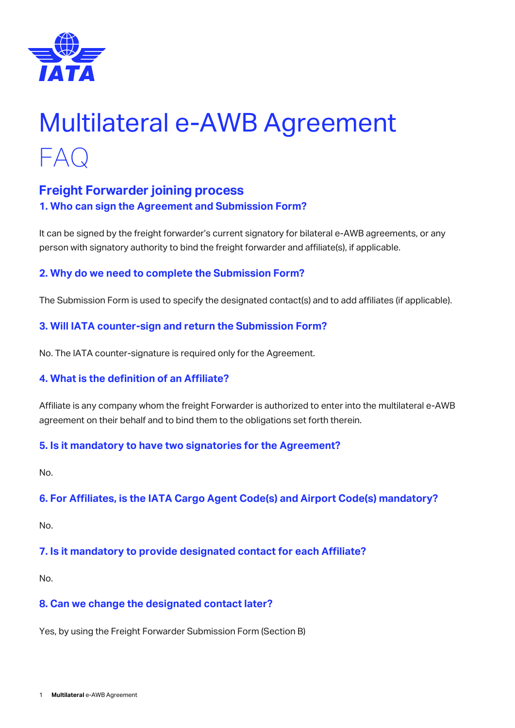# Multilateral e-AWB Agreement

# FAQ

## Freight Forwarder joining process

### 1. Who can sign the Agreement and Submission Form?

It can be signed by the freight forwarder's current signatory for bilateral e-AWB agreements, or any person with signatory authority to bind the freight forwarder and affiliate(s), if applicable.

### 2. Why do we need to complete the Submission Form?

The Submission Form is used to specify the designated contact(s) and to add affiliates (if applicable).

### 3. Will IATA counter-sign and return the Submission Form?

No. The IATA counter-signature is required only for the Agreement.

### 4. What is the definition of an Affiliate?

Affiliate is any company whom the freight Forwarder is authorized to enter into the multilateral e-AWB agreement on their behalf and to bind them to the obligations set forth therein.

### 5. Is it mandatory to have two signatories for the Agreement?

No.

### 6. For Affiliates, is the IATA Cargo Agent Code(s) and Airport Code(s) mandatory?

No.

### 7. Is it mandatory to provide designated contact for each Affiliate?

No.

### 8. Can we change the designated contact later?

Yes, by using the Freight Forwarder Submission Form (Section B)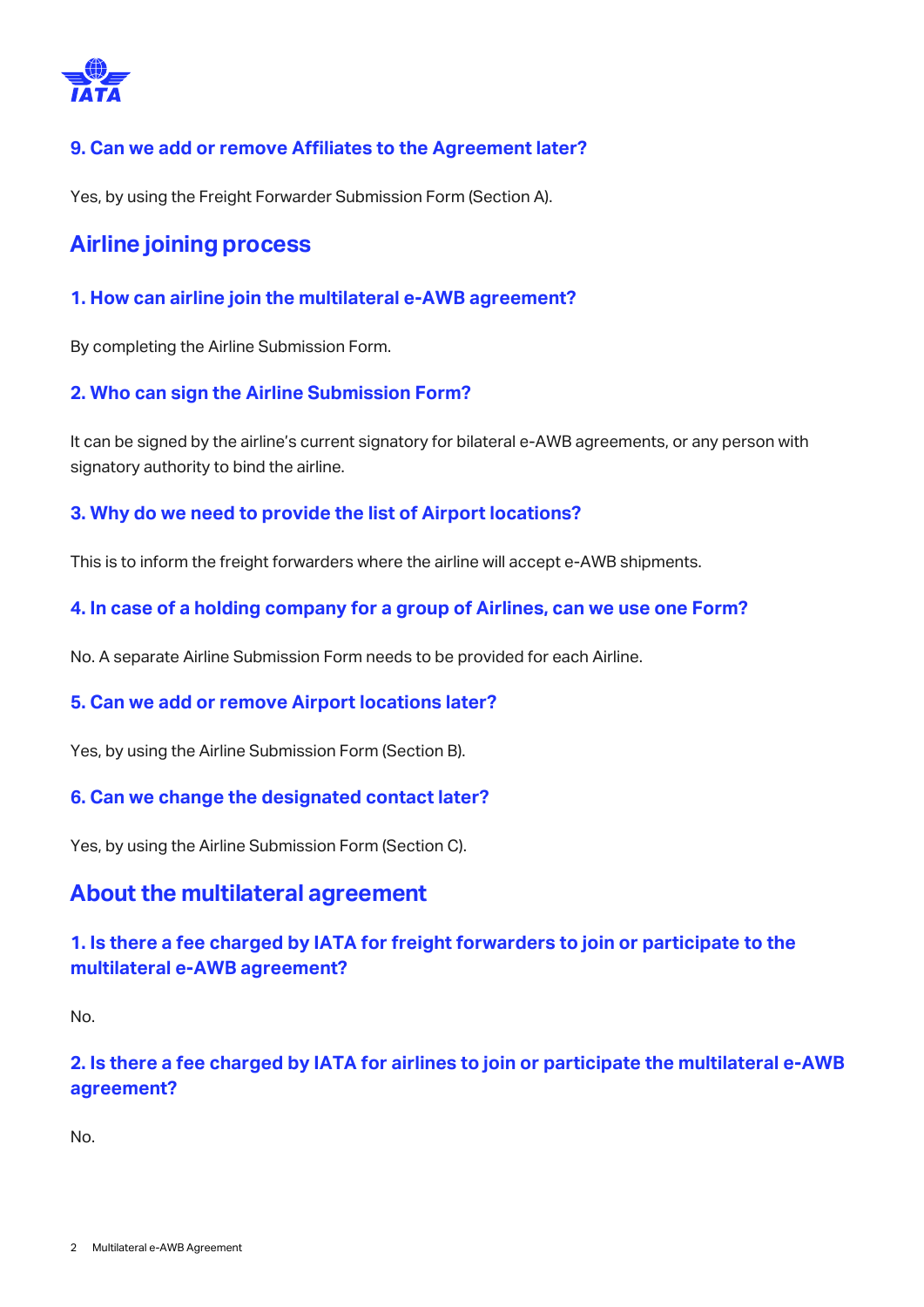### 9. Can we add or remove Affiliates to the Agreement later?

Yes, by using the Freight Forwarder Submission Form (Section A).

## Airline joining process

### 1. How can airline join the multilateral e-AWB agreement?

By completing the Airline Submission Form.

### 2. Who can sign the Airline Submission Form?

It can be signed by the airline's current signatory for bilateral e-AWB agreements, or any person with signatory authority to bind the airline.

### 3. Why do we need to provide the list of Airport locations?

This is to inform the freight forwarders where the airline will accept e-AWB shipments.

### 4. In case of a holding company for a group of Airlines, can we use one Form?

No. A separate Airline Submission Form needs to be provided for each Airline.

### 5. Can we add or remove Airport locations later?

Yes, by using the Airline Submission Form (Section B).

### 6. Can we change the designated contact later?

Yes, by using the Airline Submission Form (Section C).

## About the multilateral agreement

### 1. Is there a fee charged by IATA for freight forwarders to join or participate to the multilateral e-AWB agreement?

No.

### 2. Is there a fee charged by IATA for airlines to join or participate the multilateral e-AWB agreement?

No.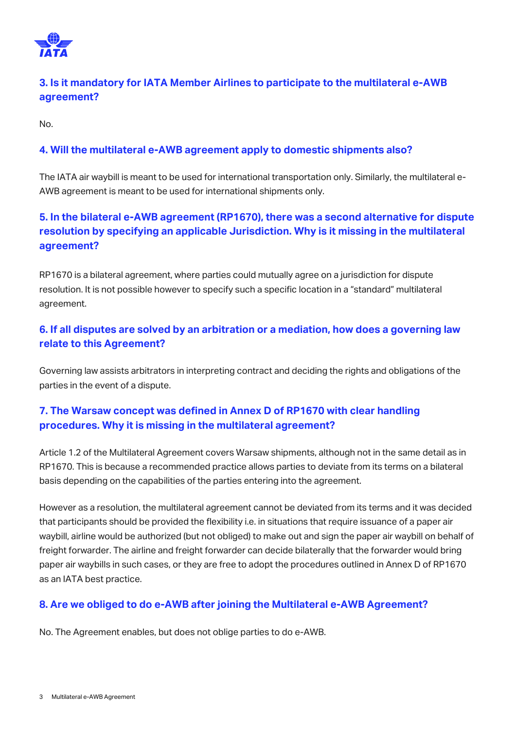### 3. Is it mandatory for IATA Member Airlines to participate to the multilateral e-AWB agreement?

No.

### 4. Will the multilateral e-AWB agreement apply to domestic shipments also?

The IATA air waybill is meant to be used for international transportation only. Similarly, the multilateral e-AWB agreement is meant to be used for international shipments only.

### 5. In the bilateral e-AWB agreement (RP1670), there was a second alternative for dispute resolution by specifying an applicable Jurisdiction. Why is it missing in the multilateral agreement?

RP1670 is a bilateral agreement, where parties could mutually agree on a jurisdiction for dispute resolution. It is not possible however to specify such a specific location in a "standard" multilateral agreement.

### 6. If all disputes are solved by an arbitration or a mediation, how does a governing law relate to this Agreement?

Governing law assists arbitrators in interpreting contract and deciding the rights and obligations of the parties in the event of a dispute.

### 7. The Warsaw concept was defined in Annex D of RP1670 with clear handling procedures. Why it is missing in the multilateral agreement?

Article 1.2 of the Multilateral Agreement covers Warsaw shipments, although not in the same detail as in RP1670. This is because a recommended practice allows parties to deviate from its terms on a bilateral basis depending on the capabilities of the parties entering into the agreement.

However as a resolution, the multilateral agreement cannot be deviated from its terms and it was decided that participants should be provided the flexibility i.e. in situations that require issuance of a paper air waybill, airline would be authorized (but not obliged) to make out and sign the paper air waybill on behalf of freight forwarder. The airline and freight forwarder can decide bilaterally that the forwarder would bring paper air waybills in such cases, or they are free to adopt the procedures outlined in Annex D of RP1670 as an IATA best practice.

### 8. Are we obliged to do e-AWB after joining the Multilateral e-AWB Agreement?

No. The Agreement enables, but does not oblige parties to do e-AWB.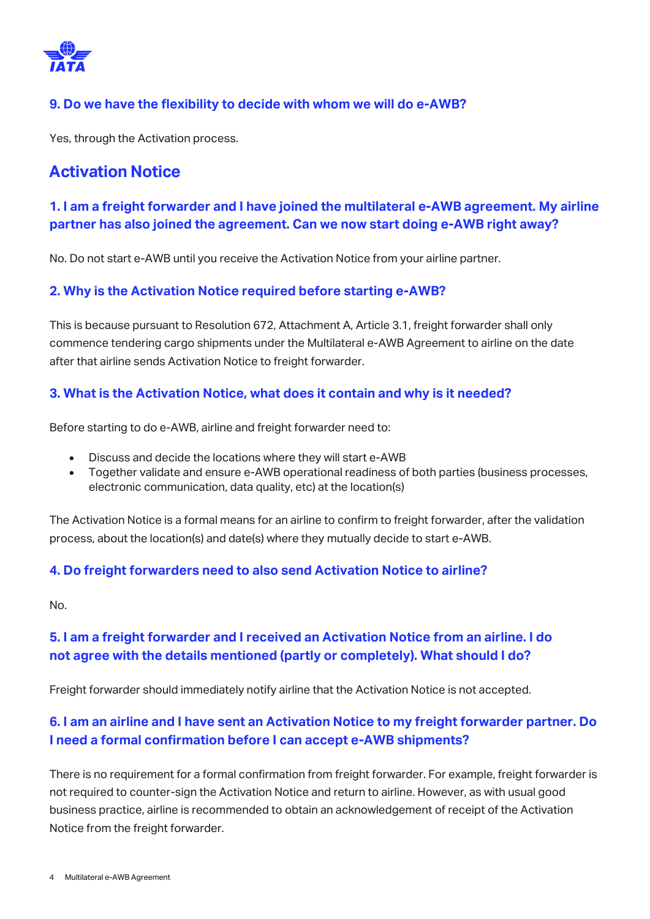### 9. Do we have the flexibility to decide with whom we will do e-AWB?

Yes, through the Activation process.

## Activation Notice

### 1. I am a freight forwarder and I have joined the multilateral e-AWB agreement. My airline partner has also joined the agreement. Can we now start doing e-AWB right away?

No. Do not start e-AWB until you receive the Activation Notice from your airline partner.

### 2. Why is the Activation Notice required before starting e-AWB?

This is because pursuant to Resolution 672, Attachment A, Article 3.1, freight forwarder shall only commence tendering cargo shipments under the Multilateral e-AWB Agreement to airline on the date after that airline sends Activation Notice to freight forwarder.

### 3. What is the Activation Notice, what does it contain and why is it needed?

Before starting to do e-AWB, airline and freight forwarder need to:

- Discuss and decide the locations where they will start e-AWB
- Together validate and ensure e-AWB operational readiness of both parties (business processes, electronic communication, data quality, etc) at the location(s)

The Activation Notice is a formal means for an airline to confirm to freight forwarder, after the validation process, about the location(s) and date(s) where they mutually decide to start e-AWB.

### 4. Do freight forwarders need to also send Activation Notice to airline?

No.

### 5. I am a freight forwarder and I received an Activation Notice from an airline. I do not agree with the details mentioned (partly or completely). What should I do?

Freight forwarder should immediately notify airline that the Activation Notice is not accepted.

### 6. I am an airline and I have sent an Activation Notice to my freight forwarder partner. Do I need a formal confirmation before I can accept e-AWB shipments?

There is no requirement for a formal confirmation from freight forwarder. For example, freight forwarder is not required to counter-sign the Activation Notice and return to airline. However, as with usual good business practice, airline is recommended to obtain an acknowledgement of receipt of the Activation Notice from the freight forwarder.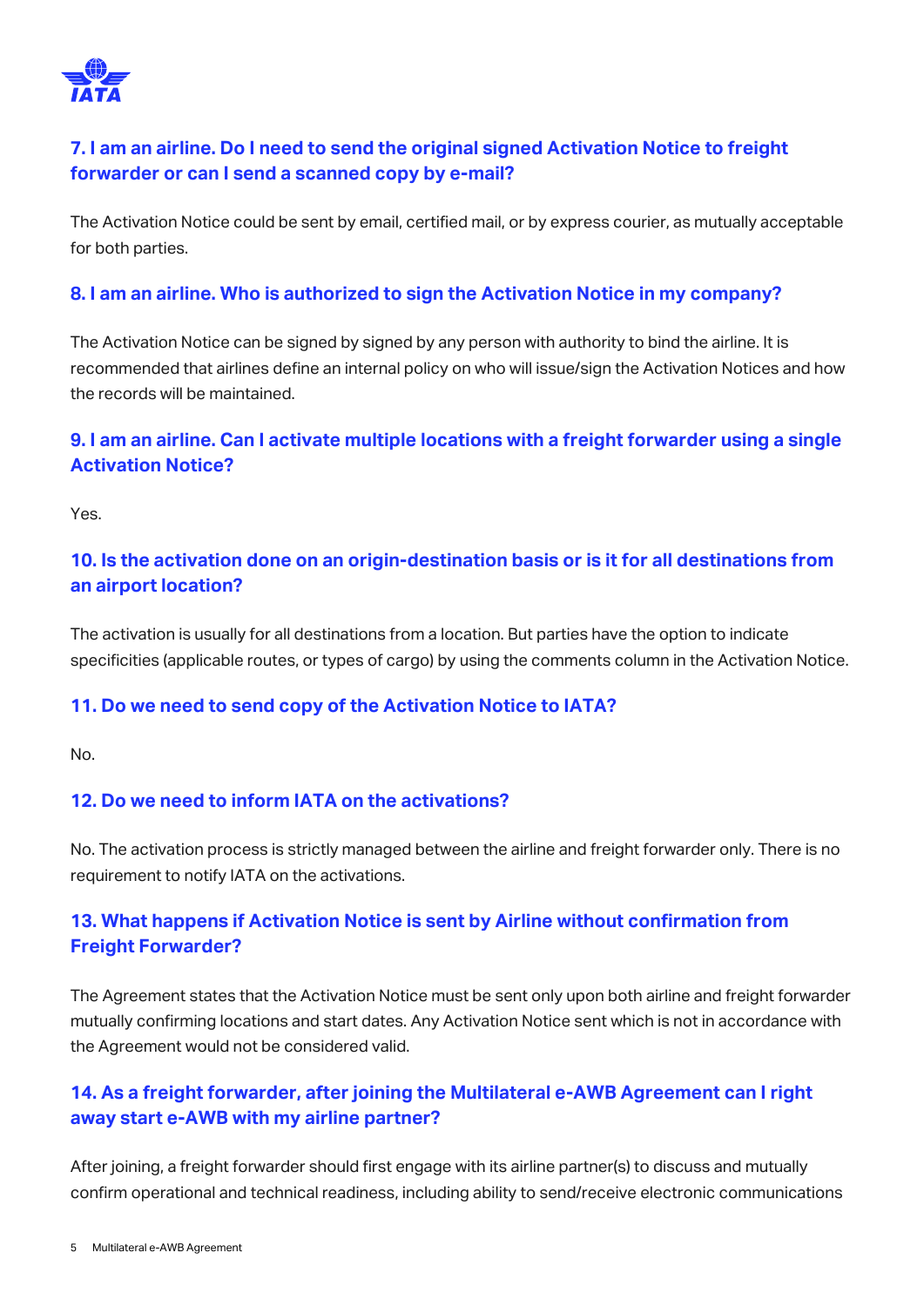### 7. I am an airline. Do I need to send the original signed Activation Notice to freight forwarder or can I send a scanned copy by e-mail?

The Activation Notice could be sent by email, certified mail, or by express courier, as mutually acceptable for both parties.

### 8. I am an airline. Who is authorized to sign the Activation Notice in my company?

The Activation Notice can be signed by signed by any person with authority to bind the airline. It is recommended that airlines define an internal policy on who will issue/sign the Activation Notices and how the records will be maintained.

### 9. I am an airline. Can I activate multiple locations with a freight forwarder using a single Activation Notice?

Yes.

### 10. Is the activation done on an origin-destination basis or is it for all destinations from an airport location?

The activation is usually for all destinations from a location. But parties have the option to indicate specificities (applicable routes, or types of cargo) by using the comments column in the Activation Notice.

### 11. Do we need to send copy of the Activation Notice to IATA?

No.

### 12. Do we need to inform IATA on the activations?

No. The activation process is strictly managed between the airline and freight forwarder only. There is no requirement to notify IATA on the activations.

### 13. What happens if Activation Notice is sent by Airline without confirmation from Freight Forwarder?

The Agreement states that the Activation Notice must be sent only upon both airline and freight forwarder mutually confirming locations and start dates. Any Activation Notice sent which is not in accordance with the Agreement would not be considered valid.

### 14. As a freight forwarder, after joining the Multilateral e-AWB Agreement can I right away start e-AWB with my airline partner?

After joining, a freight forwarder should first engage with its airline partner(s) to discuss and mutually confirm operational and technical readiness, including ability to send/receive electronic communications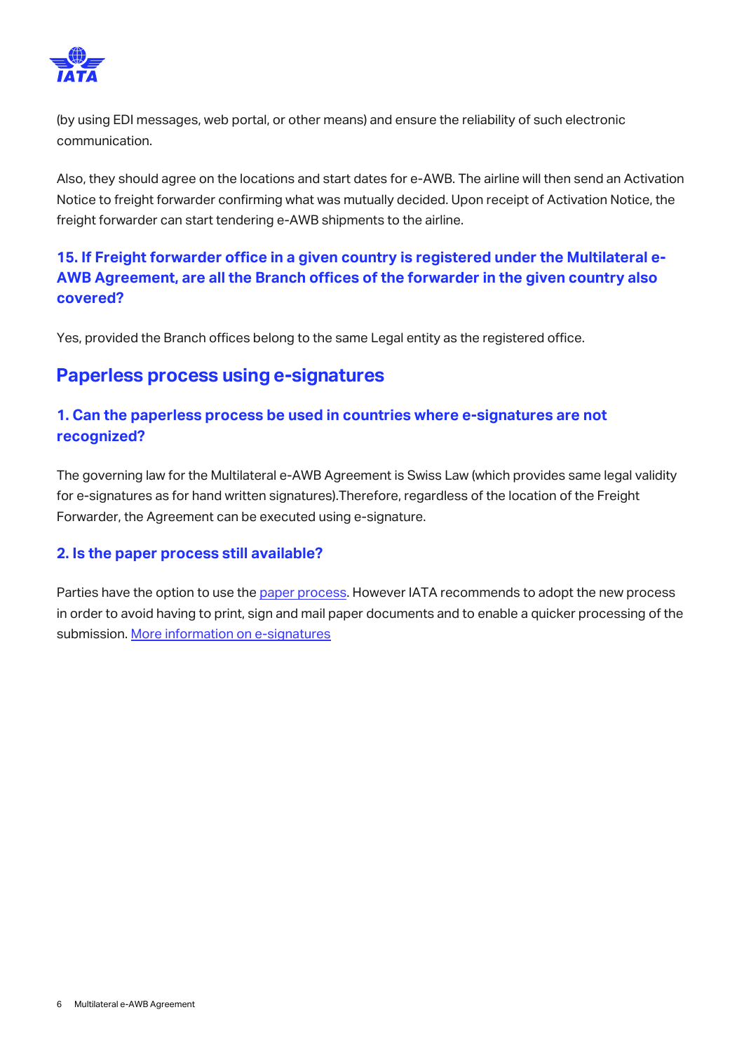(by using EDI messages, web portal, or other means) and ensure the reliability of such electronic communication.

Also, they should agree on the locations and start dates for e-AWB. The airline will then send an Activation Notice to freight forwarder confirming what was mutually decided. Upon receipt of Activation Notice, the freight forwarder can start tendering e-AWB shipments to the airline.

### 15. If Freight forwarder office in a given country is registered under the Multilateral e-AWB Agreement, are all the Branch offices of the forwarder in the given country also covered?

Yes, provided the Branch offices belong to the same Legal entity as the registered office.

## Paperless process using e-signatures

### 1. Can the paperless process be used in countries where e-signatures are not recognized?

The governing law for the Multilateral e-AWB Agreement is Swiss Law (which provides same legal validity for e-signatures as for hand written signatures).Therefore, regardless of the location of the Freight Forwarder, the Agreement can be executed using e-signature.

### 2. Is the paper process still available?

Parties have the option to use the paper process. However IATA recommends to adopt the new process in order to avoid having to print, sign and mail paper documents and to enable a quicker processing of the submission. More information on e-signatures